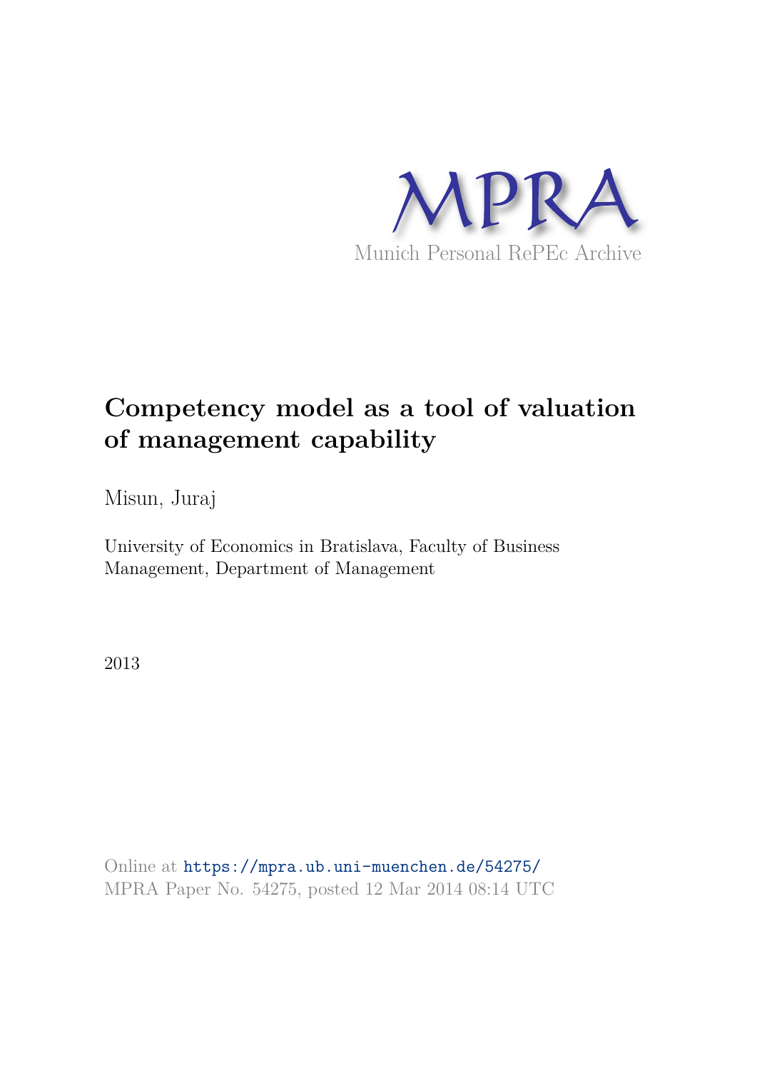MPRA

Munich Personal RePEc Archive

# Competency model as a tool of valuation of management capability

Misun, Juraj

University of Economics in Bratislava, Faculty of Business Management, Department of Management

2013

Online at https://mpra.ub.uni-muenchen.de/54275/
MPRA Paper No. 54275, posted 12 Mar 2014 08:14 UTC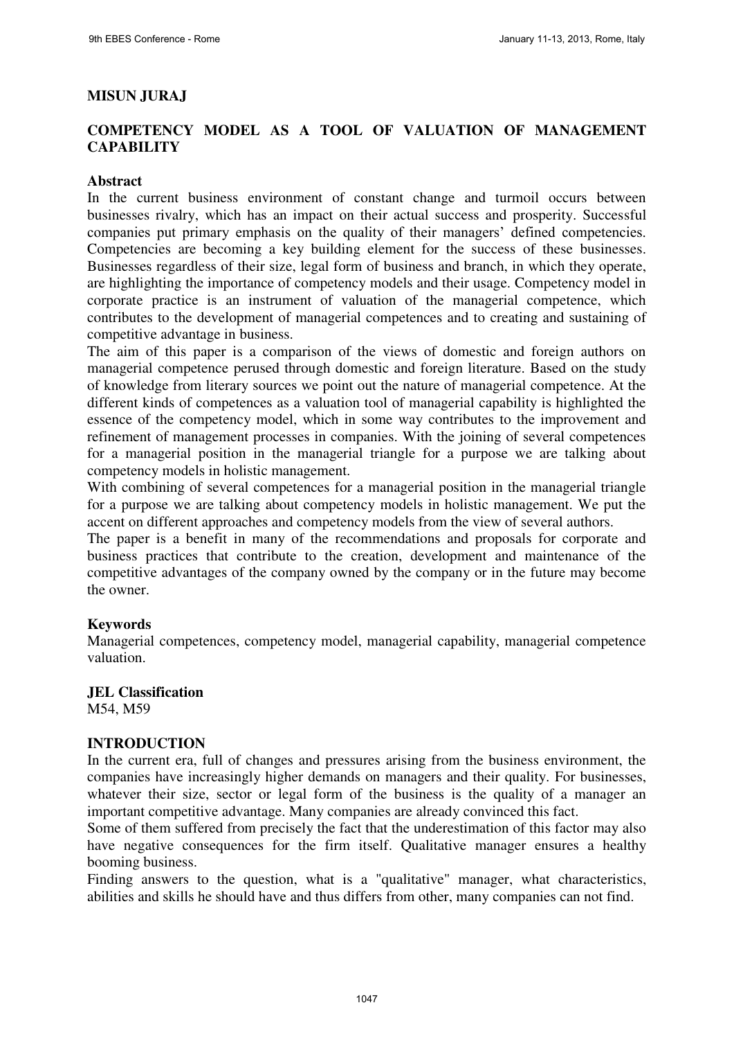**MISUN JURAJ**

# COMPETENCY MODEL AS A TOOL OF VALUATION OF MANAGEMENT CAPABILITY

## Abstract

In the current business environment of constant change and turmoil occurs between businesses rivalry, which has an impact on their actual success and prosperity. Successful companies put primary emphasis on the quality of their managers' defined competencies. Competencies are becoming a key building element for the success of these businesses. Businesses regardless of their size, legal form of business and branch, in which they operate, are highlighting the importance of competency models and their usage. Competency model in corporate practice is an instrument of valuation of the managerial competence, which contributes to the development of managerial competences and to creating and sustaining of competitive advantage in business.

The aim of this paper is a comparison of the views of domestic and foreign authors on managerial competence perused through domestic and foreign literature. Based on the study of knowledge from literary sources we point out the nature of managerial competence. At the different kinds of competences as a valuation tool of managerial capability is highlighted the essence of the competency model, which in some way contributes to the improvement and refinement of management processes in companies. With the joining of several competences for a managerial position in the managerial triangle for a purpose we are talking about competency models in holistic management.

With combining of several competences for a managerial position in the managerial triangle for a purpose we are talking about competency models in holistic management. We put the accent on different approaches and competency models from the view of several authors.

The paper is a benefit in many of the recommendations and proposals for corporate and business practices that contribute to the creation, development and maintenance of the competitive advantages of the company owned by the company or in the future may become the owner.

## Keywords

Managerial competences, competency model, managerial capability, managerial competence valuation.

## JEL Classification

M54, M59

## INTRODUCTION

In the current era, full of changes and pressures arising from the business environment, the companies have increasingly higher demands on managers and their quality. For businesses, whatever their size, sector or legal form of the business is the quality of a manager an important competitive advantage. Many companies are already convinced this fact.

Some of them suffered from precisely the fact that the underestimation of this factor may also have negative consequences for the firm itself. Qualitative manager ensures a healthy booming business.

Finding answers to the question, what is a "qualitative" manager, what characteristics, abilities and skills he should have and thus differs from other, many companies can not find.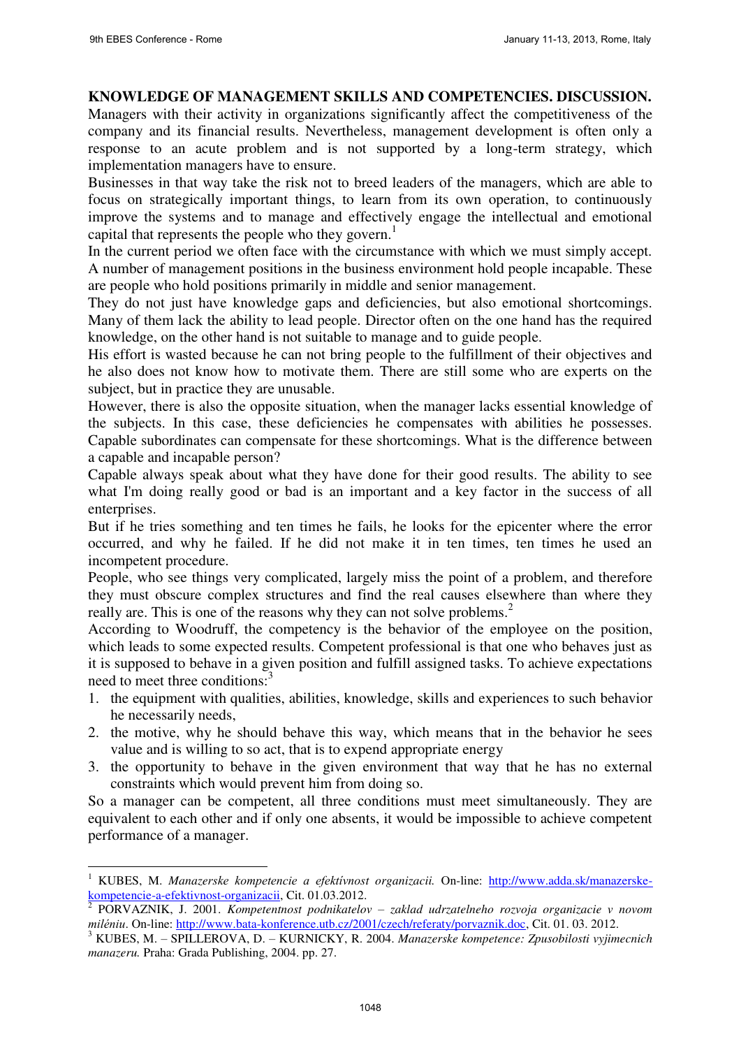## KNOWLEDGE OF MANAGEMENT SKILLS AND COMPETENCIES. DISCUSSION.

Managers with their activity in organizations significantly affect the competitiveness of the company and its financial results. Nevertheless, management development is often only a response to an acute problem and is not supported by a long-term strategy, which implementation managers have to ensure.

Businesses in that way take the risk not to breed leaders of the managers, which are able to focus on strategically important things, to learn from its own operation, to continuously improve the systems and to manage and effectively engage the intellectual and emotional capital that represents the people who they govern.[1]

In the current period we often face with the circumstance with which we must simply accept. A number of management positions in the business environment hold people incapable. These are people who hold positions primarily in middle and senior management.

They do not just have knowledge gaps and deficiencies, but also emotional shortcomings. Many of them lack the ability to lead people. Director often on the one hand has the required knowledge, on the other hand is not suitable to manage and to guide people.

His effort is wasted because he can not bring people to the fulfillment of their objectives and he also does not know how to motivate them. There are still some who are experts on the subject, but in practice they are unusable.

However, there is also the opposite situation, when the manager lacks essential knowledge of the subjects. In this case, these deficiencies he compensates with abilities he possesses. Capable subordinates can compensate for these shortcomings. What is the difference between a capable and incapable person?

Capable always speak about what they have done for their good results. The ability to see what I'm doing really good or bad is an important and a key factor in the success of all enterprises.

But if he tries something and ten times he fails, he looks for the epicenter where the error occurred, and why he failed. If he did not make it in ten times, ten times he used an incompetent procedure.

People, who see things very complicated, largely miss the point of a problem, and therefore they must obscure complex structures and find the real causes elsewhere than where they really are. This is one of the reasons why they can not solve problems.[2]

According to Woodruff, the competency is the behavior of the employee on the position, which leads to some expected results. Competent professional is that one who behaves just as it is supposed to behave in a given position and fulfill assigned tasks. To achieve expectations need to meet three conditions:[3]

1. the equipment with qualities, abilities, knowledge, skills and experiences to such behavior he necessarily needs,
2. the motive, why he should behave this way, which means that in the behavior he sees value and is willing to so act, that is to expend appropriate energy
3. the opportunity to behave in the given environment that way that he has no external constraints which would prevent him from doing so.

So a manager can be competent, all three conditions must meet simultaneously. They are equivalent to each other and if only one absents, it would be impossible to achieve competent performance of a manager.

---

[1] KUBES, M. *Manazerske kompetencie a efektívnost organizacii.* On-line: http://www.adda.sk/manazerske-kompetencie-a-efektivnost-organizacii, Cit. 01.03.2012.

[2] PORVAZNIK, J. 2001. *Kompetentnost podnikatelov – zaklad udrzatelneho rozvoja organizacie v novom miléniu*. On-line: http://www.bata-konference.utb.cz/2001/czech/referaty/porvaznik.doc, Cit. 01. 03. 2012.

[3] KUBES, M. – SPILLEROVA, D. – KURNICKY, R. 2004. *Manazerske kompetence: Zpusobilosti vyjimecnich manazeru.* Praha: Grada Publishing, 2004. pp. 27.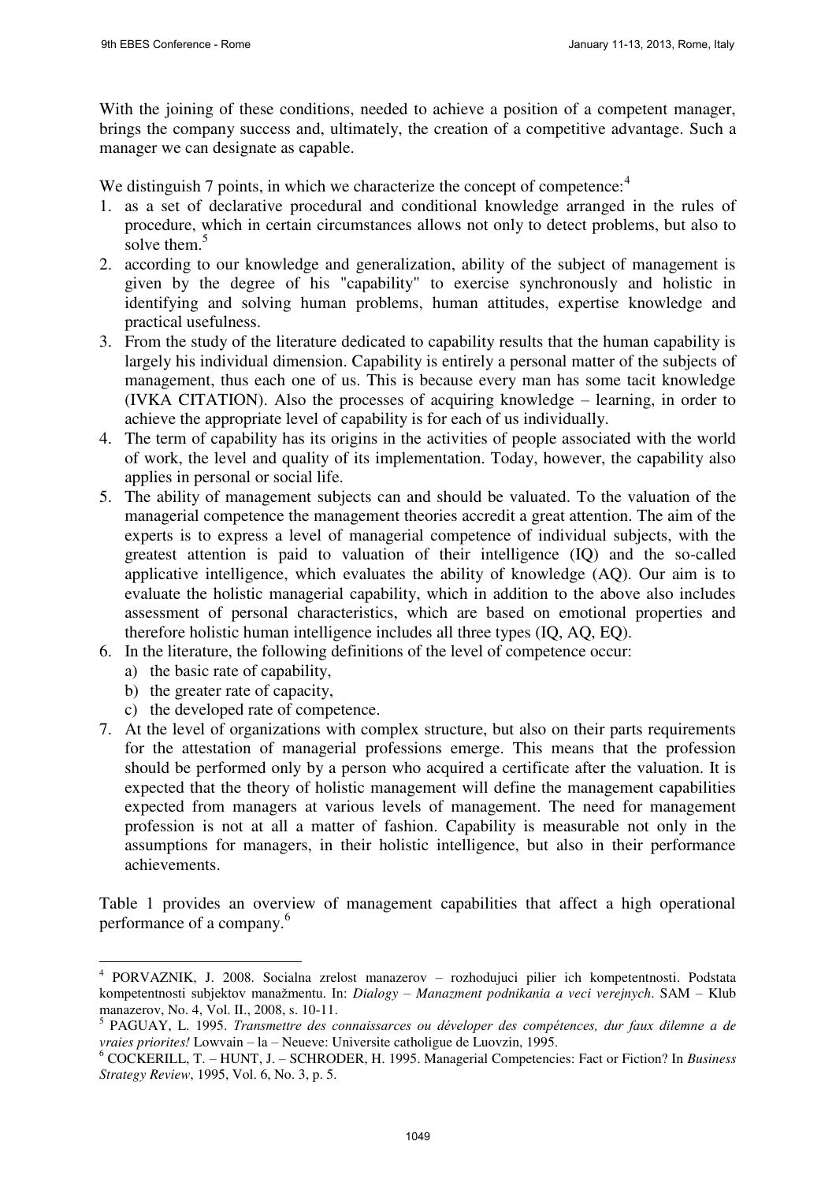With the joining of these conditions, needed to achieve a position of a competent manager, brings the company success and, ultimately, the creation of a competitive advantage. Such a manager we can designate as capable.

We distinguish 7 points, in which we characterize the concept of competence:[4]

1. as a set of declarative procedural and conditional knowledge arranged in the rules of procedure, which in certain circumstances allows not only to detect problems, but also to solve them.[5]
2. according to our knowledge and generalization, ability of the subject of management is given by the degree of his "capability" to exercise synchronously and holistic in identifying and solving human problems, human attitudes, expertise knowledge and practical usefulness.
3. From the study of the literature dedicated to capability results that the human capability is largely his individual dimension. Capability is entirely a personal matter of the subjects of management, thus each one of us. This is because every man has some tacit knowledge (IVKA CITATION). Also the processes of acquiring knowledge – learning, in order to achieve the appropriate level of capability is for each of us individually.
4. The term of capability has its origins in the activities of people associated with the world of work, the level and quality of its implementation. Today, however, the capability also applies in personal or social life.
5. The ability of management subjects can and should be valuated. To the valuation of the managerial competence the management theories accredit a great attention. The aim of the experts is to express a level of managerial competence of individual subjects, with the greatest attention is paid to valuation of their intelligence (IQ) and the so-called applicative intelligence, which evaluates the ability of knowledge (AQ). Our aim is to evaluate the holistic managerial capability, which in addition to the above also includes assessment of personal characteristics, which are based on emotional properties and therefore holistic human intelligence includes all three types (IQ, AQ, EQ).
6. In the literature, the following definitions of the level of competence occur:
   a) the basic rate of capability,
   b) the greater rate of capacity,
   c) the developed rate of competence.
7. At the level of organizations with complex structure, but also on their parts requirements for the attestation of managerial professions emerge. This means that the profession should be performed only by a person who acquired a certificate after the valuation. It is expected that the theory of holistic management will define the management capabilities expected from managers at various levels of management. The need for management profession is not at all a matter of fashion. Capability is measurable not only in the assumptions for managers, in their holistic intelligence, but also in their performance achievements.

Table 1 provides an overview of management capabilities that affect a high operational performance of a company.[6]

---

[4] PORVAZNIK, J. 2008. Socialna zrelost manazerov – rozhodujuci pilier ich kompetentnosti. Podstata kompetentnosti subjektov manažmentu. In: *Dialogy – Manazment podnikania a veci verejnych*. SAM – Klub manazerov, No. 4, Vol. II., 2008, s. 10-11.

[5] PAGUAY, L. 1995. *Transmettre des connaissarces ou développer des compétences, dur faux dilemne a de vraies priorites!* Lowvain – la – Neueve: Universite catholigue de Luovzin, 1995.

[6] COCKERILL, T. – HUNT, J. – SCHRODER, H. 1995. Managerial Competencies: Fact or Fiction? In *Business Strategy Review*, 1995, Vol. 6, No. 3, p. 5.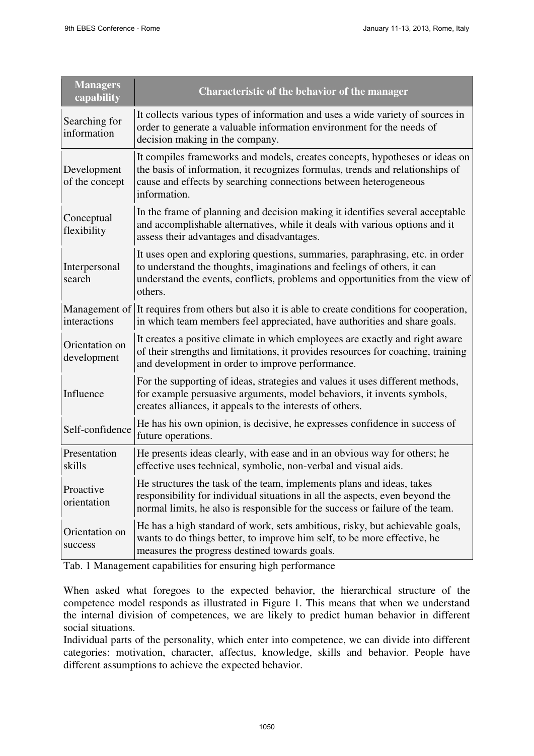| Managers capability | Characteristic of the behavior of the manager |
|---|---|
| Searching for information | It collects various types of information and uses a wide variety of sources in order to generate a valuable information environment for the needs of decision making in the company. |
| Development of the concept | It compiles frameworks and models, creates concepts, hypotheses or ideas on the basis of information, it recognizes formulas, trends and relationships of cause and effects by searching connections between heterogeneous information. |
| Conceptual flexibility | In the frame of planning and decision making it identifies several acceptable and accomplishable alternatives, while it deals with various options and it assess their advantages and disadvantages. |
| Interpersonal search | It uses open and exploring questions, summaries, paraphrasing, etc. in order to understand the thoughts, imaginations and feelings of others, it can understand the events, conflicts, problems and opportunities from the view of others. |
| Management of interactions | It requires from others but also it is able to create conditions for cooperation, in which team members feel appreciated, have authorities and share goals. |
| Orientation on development | It creates a positive climate in which employees are exactly and right aware of their strengths and limitations, it provides resources for coaching, training and development in order to improve performance. |
| Influence | For the supporting of ideas, strategies and values it uses different methods, for example persuasive arguments, model behaviors, it invents symbols, creates alliances, it appeals to the interests of others. |
| Self-confidence | He has his own opinion, is decisive, he expresses confidence in success of future operations. |
| Presentation skills | He presents ideas clearly, with ease and in an obvious way for others; he effective uses technical, symbolic, non-verbal and visual aids. |
| Proactive orientation | He structures the task of the team, implements plans and ideas, takes responsibility for individual situations in all the aspects, even beyond the normal limits, he also is responsible for the success or failure of the team. |
| Orientation on success | He has a high standard of work, sets ambitious, risky, but achievable goals, wants to do things better, to improve him self, to be more effective, he measures the progress destined towards goals. |

Tab. 1 Management capabilities for ensuring high performance

When asked what foregoes to the expected behavior, the hierarchical structure of the competence model responds as illustrated in Figure 1. This means that when we understand the internal division of competences, we are likely to predict human behavior in different social situations.

Individual parts of the personality, which enter into competence, we can divide into different categories: motivation, character, affectus, knowledge, skills and behavior. People have different assumptions to achieve the expected behavior.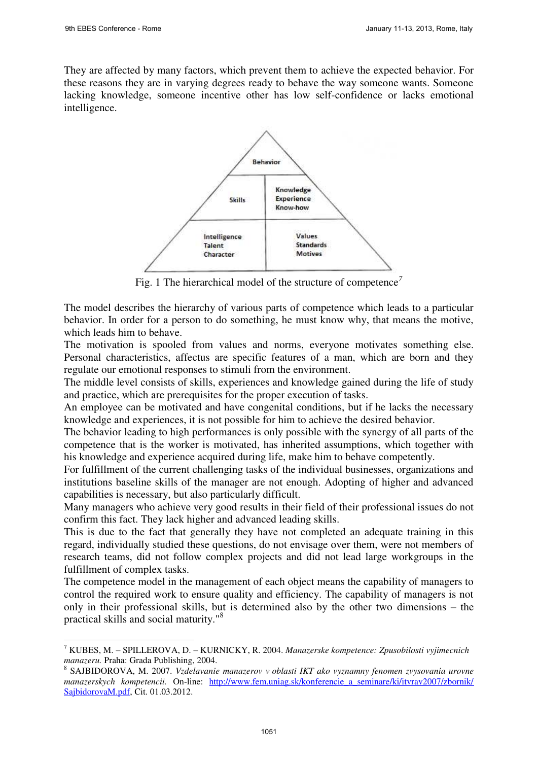They are affected by many factors, which prevent them to achieve the expected behavior. For these reasons they are in varying degrees ready to behave the way someone wants. Someone lacking knowledge, someone incentive other has low self-confidence or lacks emotional intelligence.

Fig. 1 The hierarchical model of the structure of competence[7]

The model describes the hierarchy of various parts of competence which leads to a particular behavior. In order for a person to do something, he must know why, that means the motive, which leads him to behave.

The motivation is spooled from values and norms, everyone motivates something else. Personal characteristics, affectus are specific features of a man, which are born and they regulate our emotional responses to stimuli from the environment.

The middle level consists of skills, experiences and knowledge gained during the life of study and practice, which are prerequisites for the proper execution of tasks.

An employee can be motivated and have congenital conditions, but if he lacks the necessary knowledge and experiences, it is not possible for him to achieve the desired behavior.

The behavior leading to high performances is only possible with the synergy of all parts of the competence that is the worker is motivated, has inherited assumptions, which together with his knowledge and experience acquired during life, make him to behave competently.

For fulfillment of the current challenging tasks of the individual businesses, organizations and institutions baseline skills of the manager are not enough. Adopting of higher and advanced capabilities is necessary, but also particularly difficult.

Many managers who achieve very good results in their field of their professional issues do not confirm this fact. They lack higher and advanced leading skills.

This is due to the fact that generally they have not completed an adequate training in this regard, individually studied these questions, do not envisage over them, were not members of research teams, did not follow complex projects and did not lead large workgroups in the fulfillment of complex tasks.

The competence model in the management of each object means the capability of managers to control the required work to ensure quality and efficiency. The capability of managers is not only in their professional skills, but is determined also by the other two dimensions – the practical skills and social maturity."[8]

---

[7] KUBES, M. – SPILLEROVA, D. – KURNICKY, R. 2004. *Manazerske kompetence: Zpusobilosti vyjimecnich manazeru.* Praha: Grada Publishing, 2004.

[8] SAJBIDOROVA, M. 2007. *Vzdelavanie manazerov v oblasti IKT ako vyznamny fenomen zvysovania urovne manazerskych kompetencii.* On-line: http://www.fem.uniag.sk/konferencie_a_seminare/ki/itvrav2007/zbornik/SajbidorovaM.pdf, Cit. 01.03.2012.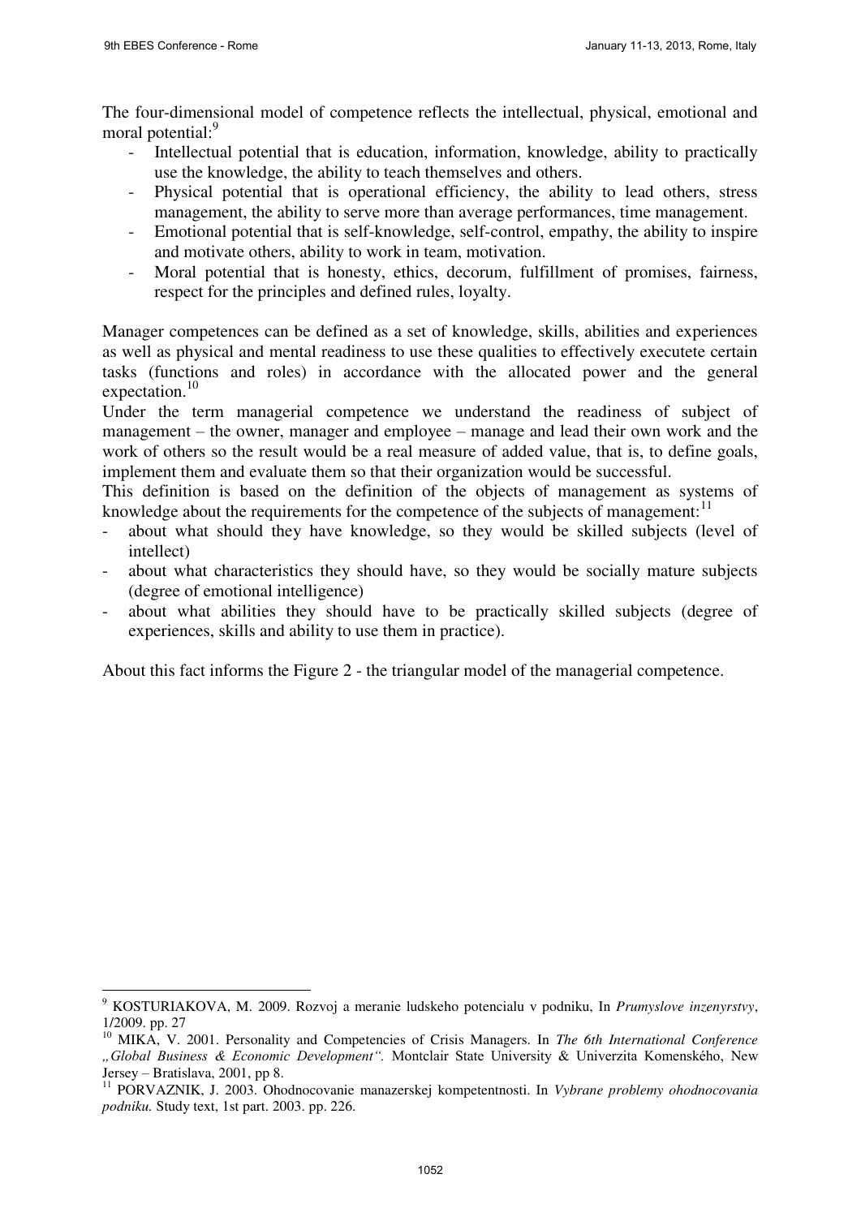The four-dimensional model of competence reflects the intellectual, physical, emotional and moral potential:[9]

- Intellectual potential that is education, information, knowledge, ability to practically use the knowledge, the ability to teach themselves and others.
- Physical potential that is operational efficiency, the ability to lead others, stress management, the ability to serve more than average performances, time management.
- Emotional potential that is self-knowledge, self-control, empathy, the ability to inspire and motivate others, ability to work in team, motivation.
- Moral potential that is honesty, ethics, decorum, fulfillment of promises, fairness, respect for the principles and defined rules, loyalty.

Manager competences can be defined as a set of knowledge, skills, abilities and experiences as well as physical and mental readiness to use these qualities to effectively executete certain tasks (functions and roles) in accordance with the allocated power and the general expectation.[10]

Under the term managerial competence we understand the readiness of subject of management – the owner, manager and employee – manage and lead their own work and the work of others so the result would be a real measure of added value, that is, to define goals, implement them and evaluate them so that their organization would be successful.

This definition is based on the definition of the objects of management as systems of knowledge about the requirements for the competence of the subjects of management:[11]

- about what should they have knowledge, so they would be skilled subjects (level of intellect)
- about what characteristics they should have, so they would be socially mature subjects (degree of emotional intelligence)
- about what abilities they should have to be practically skilled subjects (degree of experiences, skills and ability to use them in practice).

About this fact informs the Figure 2 - the triangular model of the managerial competence.

---

[9] KOSTURIAKOVA, M. 2009. Rozvoj a meranie ludskeho potencialu v podniku, In *Prumyslove inzenyrstvy*, 1/2009. pp. 27

[10] MIKA, V. 2001. Personality and Competencies of Crisis Managers. In *The 6th International Conference „Global Business & Economic Development".* Montclair State University & Univerzita Komenského, New Jersey – Bratislava, 2001, pp 8.

[11] PORVAZNIK, J. 2003. Ohodnocovanie manazerskej kompetentnosti. In *Vybrane problemy ohodnocovania podniku.* Study text, 1st part. 2003. pp. 226.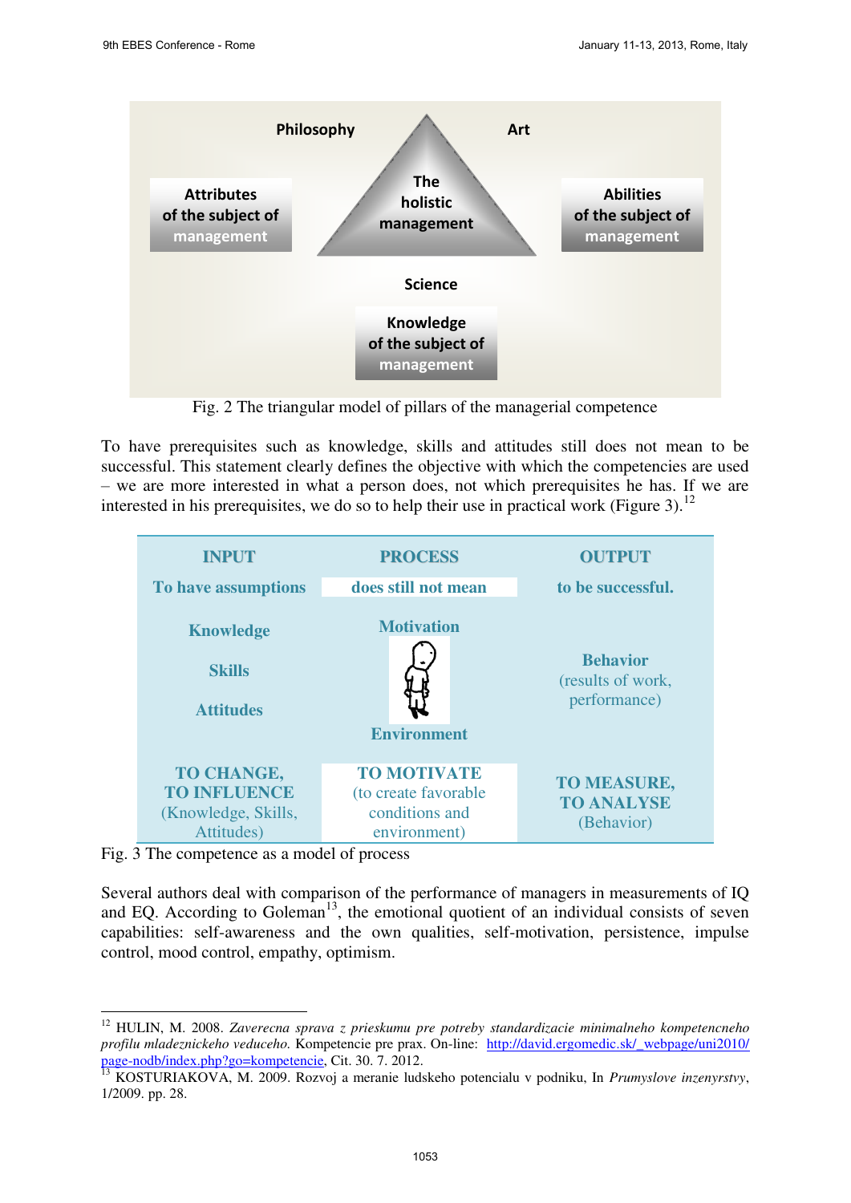Philosophy

Art

Attributes of the subject of management

The holistic management

Abilities of the subject of management

Science

Knowledge of the subject of management

Fig. 2 The triangular model of pillars of the managerial competence

To have prerequisites such as knowledge, skills and attitudes still does not mean to be successful. This statement clearly defines the objective with which the competencies are used – we are more interested in what a person does, not which prerequisites he has. If we are interested in his prerequisites, we do so to help their use in practical work (Figure 3).[12]

| INPUT | PROCESS | OUTPUT |
|---|---|---|
| To have assumptions | does still not mean | to be successful. |
| Knowledge<br>Skills<br>Attitudes | Motivation<br>Environment | Behavior<br>(results of work, performance) |
| TO CHANGE, TO INFLUENCE (Knowledge, Skills, Attitudes) | TO MOTIVATE (to create favorable conditions and environment) | TO MEASURE, TO ANALYSE (Behavior) |

Fig. 3 The competence as a model of process

Several authors deal with comparison of the performance of managers in measurements of IQ and EQ. According to Goleman[13], the emotional quotient of an individual consists of seven capabilities: self-awareness and the own qualities, self-motivation, persistence, impulse control, mood control, empathy, optimism.

---

[12] HULIN, M. 2008. *Zaverecna sprava z prieskumu pre potreby standardizacie minimalneho kompetencneho profilu mladeznickeho veduceho.* Kompetencie pre prax. On-line: http://david.ergomedic.sk/_webpage/uni2010/page-nodb/index.php?go=kompetencie, Cit. 30. 7. 2012.

[13] KOSTURIAKOVA, M. 2009. Rozvoj a meranie ludskeho potencialu v podniku, In *Prumyslove inzenyrstvy*, 1/2009. pp. 28.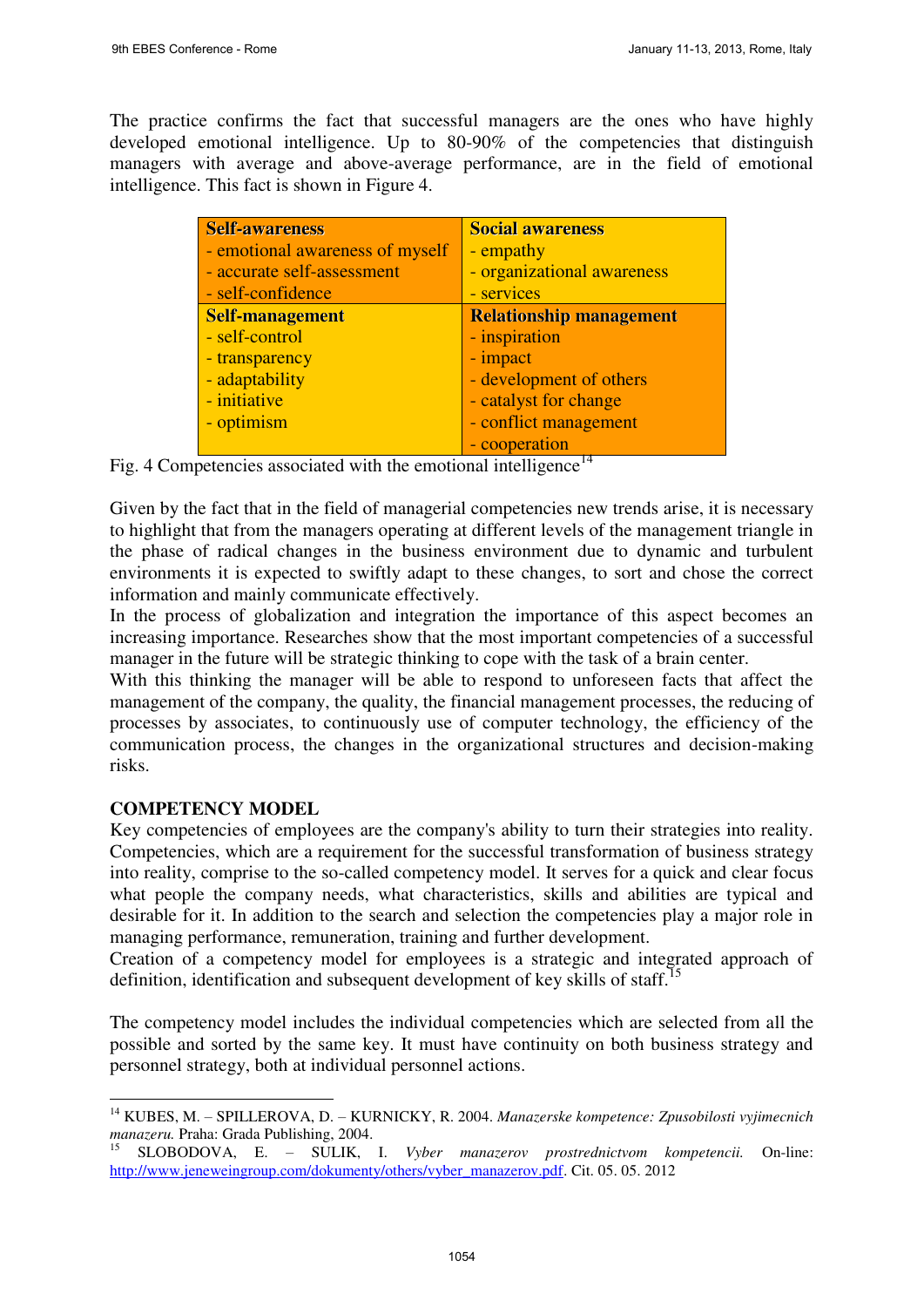The practice confirms the fact that successful managers are the ones who have highly developed emotional intelligence. Up to 80-90% of the competencies that distinguish managers with average and above-average performance, are in the field of emotional intelligence. This fact is shown in Figure 4.

| **Self-awareness**<br>- emotional awareness of myself<br>- accurate self-assessment<br>- self-confidence | **Social awareness**<br>- empathy<br>- organizational awareness<br>- services |
|---|---|
| **Self-management**<br>- self-control<br>- transparency<br>- adaptability<br>- initiative<br>- optimism | **Relationship management**<br>- inspiration<br>- impact<br>- development of others<br>- catalyst for change<br>- conflict management<br>- cooperation |

Fig. 4 Competencies associated with the emotional intelligence[14]

Given by the fact that in the field of managerial competencies new trends arise, it is necessary to highlight that from the managers operating at different levels of the management triangle in the phase of radical changes in the business environment due to dynamic and turbulent environments it is expected to swiftly adapt to these changes, to sort and chose the correct information and mainly communicate effectively.
In the process of globalization and integration the importance of this aspect becomes an increasing importance. Researches show that the most important competencies of a successful manager in the future will be strategic thinking to cope with the task of a brain center.
With this thinking the manager will be able to respond to unforeseen facts that affect the management of the company, the quality, the financial management processes, the reducing of processes by associates, to continuously use of computer technology, the efficiency of the communication process, the changes in the organizational structures and decision-making risks.

## COMPETENCY MODEL

Key competencies of employees are the company's ability to turn their strategies into reality. Competencies, which are a requirement for the successful transformation of business strategy into reality, comprise to the so-called competency model. It serves for a quick and clear focus what people the company needs, what characteristics, skills and abilities are typical and desirable for it. In addition to the search and selection the competencies play a major role in managing performance, remuneration, training and further development.
Creation of a competency model for employees is a strategic and integrated approach of definition, identification and subsequent development of key skills of staff.[15]

The competency model includes the individual competencies which are selected from all the possible and sorted by the same key. It must have continuity on both business strategy and personnel strategy, both at individual personnel actions.

---

[14] KUBES, M. – SPILLEROVA, D. – KURNICKY, R. 2004. *Manazerske kompetence: Zpusobilosti vyjimecnich manazeru.* Praha: Grada Publishing, 2004.

[15] SLOBODOVA, E. – SULIK, I. *Vyber manazerov prostrednictvom kompetencii.* On-line: http://www.jeneweingroup.com/dokumenty/others/vyber_manazerov.pdf. Cit. 05. 05. 2012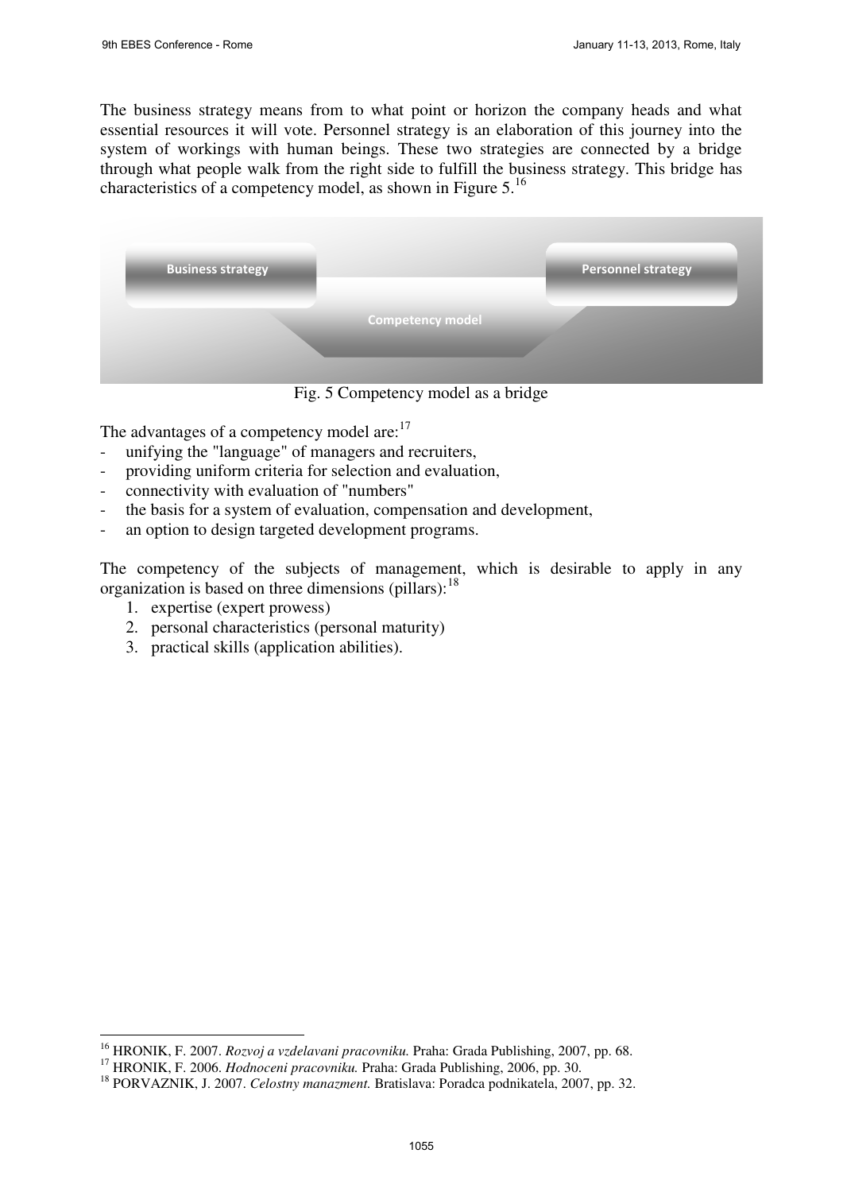The business strategy means from to what point or horizon the company heads and what essential resources it will vote. Personnel strategy is an elaboration of this journey into the system of workings with human beings. These two strategies are connected by a bridge through what people walk from the right side to fulfill the business strategy. This bridge has characteristics of a competency model, as shown in Figure 5.[16]

Business strategy

Personnel strategy

Competency model

Fig. 5 Competency model as a bridge

The advantages of a competency model are:[17]

- unifying the "language" of managers and recruiters,
- providing uniform criteria for selection and evaluation,
- connectivity with evaluation of "numbers"
- the basis for a system of evaluation, compensation and development,
- an option to design targeted development programs.

The competency of the subjects of management, which is desirable to apply in any organization is based on three dimensions (pillars):[18]

1. expertise (expert prowess)
2. personal characteristics (personal maturity)
3. practical skills (application abilities).

---

[16] HRONIK, F. 2007. *Rozvoj a vzdelavani pracovniku.* Praha: Grada Publishing, 2007, pp. 68.
[17] HRONIK, F. 2006. *Hodnoceni pracovniku.* Praha: Grada Publishing, 2006, pp. 30.
[18] PORVAZNIK, J. 2007. *Celostny manazment.* Bratislava: Poradca podnikatela, 2007, pp. 32.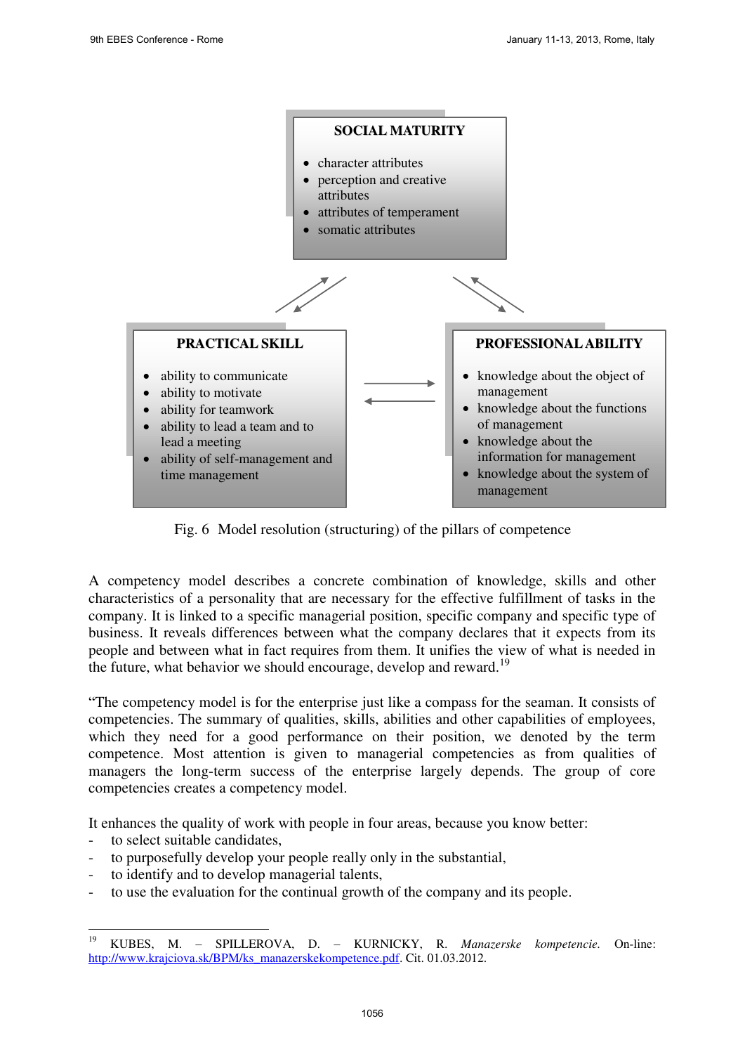**SOCIAL MATURITY**

- character attributes
- perception and creative attributes
- attributes of temperament
- somatic attributes

**PRACTICAL SKILL**

- ability to communicate
- ability to motivate
- ability for teamwork
- ability to lead a team and to lead a meeting
- ability of self-management and time management

**PROFESSIONAL ABILITY**

- knowledge about the object of management
- knowledge about the functions of management
- knowledge about the information for management
- knowledge about the system of management

Fig. 6 Model resolution (structuring) of the pillars of competence

A competency model describes a concrete combination of knowledge, skills and other characteristics of a personality that are necessary for the effective fulfillment of tasks in the company. It is linked to a specific managerial position, specific company and specific type of business. It reveals differences between what the company declares that it expects from its people and between what in fact requires from them. It unifies the view of what is needed in the future, what behavior we should encourage, develop and reward.[19]

“The competency model is for the enterprise just like a compass for the seaman. It consists of competencies. The summary of qualities, skills, abilities and other capabilities of employees, which they need for a good performance on their position, we denoted by the term competence. Most attention is given to managerial competencies as from qualities of managers the long-term success of the enterprise largely depends. The group of core competencies creates a competency model.

It enhances the quality of work with people in four areas, because you know better:

- to select suitable candidates,
- to purposefully develop your people really only in the substantial,
- to identify and to develop managerial talents,
- to use the evaluation for the continual growth of the company and its people.

---

[19] KUBES, M. – SPILLEROVA, D. – KURNICKY, R. *Manazerske kompetencie.* On-line: http://www.krajciova.sk/BPM/ks_manazerskekompetence.pdf. Cit. 01.03.2012.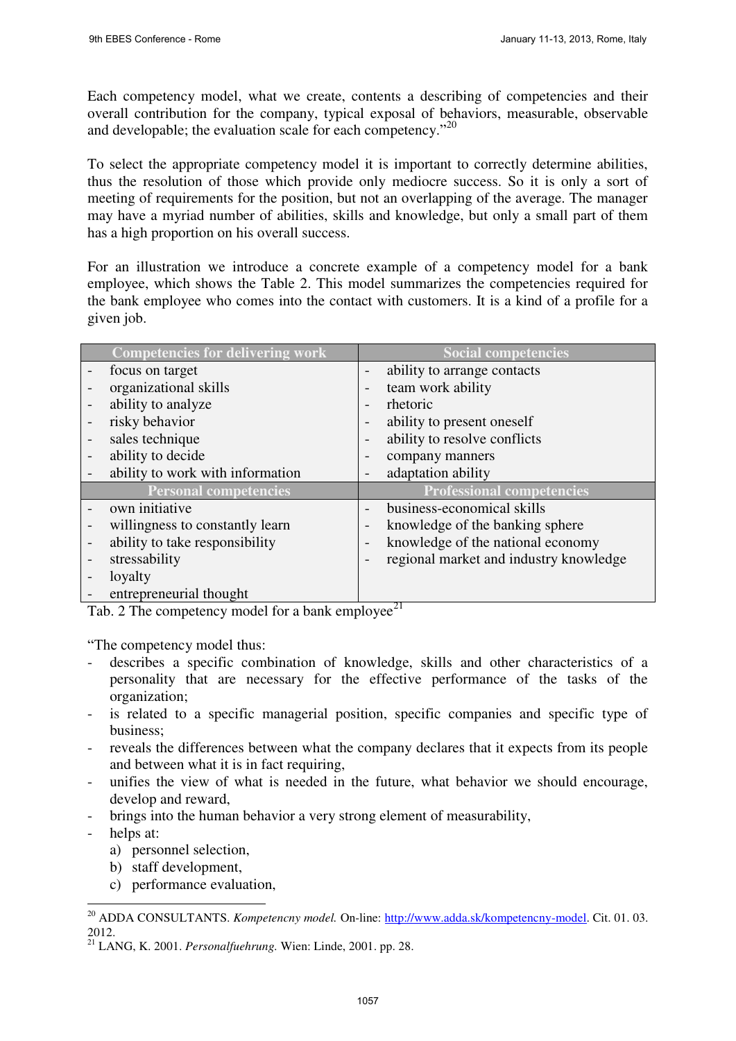Each competency model, what we create, contents a describing of competencies and their overall contribution for the company, typical exposal of behaviors, measurable, observable and developable; the evaluation scale for each competency."[20]

To select the appropriate competency model it is important to correctly determine abilities, thus the resolution of those which provide only mediocre success. So it is only a sort of meeting of requirements for the position, but not an overlapping of the average. The manager may have a myriad number of abilities, skills and knowledge, but only a small part of them has a high proportion on his overall success.

For an illustration we introduce a concrete example of a competency model for a bank employee, which shows the Table 2. This model summarizes the competencies required for the bank employee who comes into the contact with customers. It is a kind of a profile for a given job.

| Competencies for delivering work | Social competencies |
|---|---|
| - focus on target<br>- organizational skills<br>- ability to analyze<br>- risky behavior<br>- sales technique<br>- ability to decide<br>- ability to work with information | - ability to arrange contacts<br>- team work ability<br>- rhetoric<br>- ability to present oneself<br>- ability to resolve conflicts<br>- company manners<br>- adaptation ability |
| **Personal competencies** | **Professional competencies** |
| - own initiative<br>- willingness to constantly learn<br>- ability to take responsibility<br>- stressability<br>- loyalty<br>- entrepreneurial thought | - business-economical skills<br>- knowledge of the banking sphere<br>- knowledge of the national economy<br>- regional market and industry knowledge |

Tab. 2 The competency model for a bank employee[21]

"The competency model thus:

- describes a specific combination of knowledge, skills and other characteristics of a personality that are necessary for the effective performance of the tasks of the organization;
- is related to a specific managerial position, specific companies and specific type of business;
- reveals the differences between what the company declares that it expects from its people and between what it is in fact requiring,
- unifies the view of what is needed in the future, what behavior we should encourage, develop and reward,
- brings into the human behavior a very strong element of measurability,
- helps at:
  a) personnel selection,
  b) staff development,
  c) performance evaluation,

---

[20] ADDA CONSULTANTS. *Kompetencny model.* On-line: http://www.adda.sk/kompetencny-model. Cit. 01. 03. 2012.

[21] LANG, K. 2001. *Personalfuehrung.* Wien: Linde, 2001. pp. 28.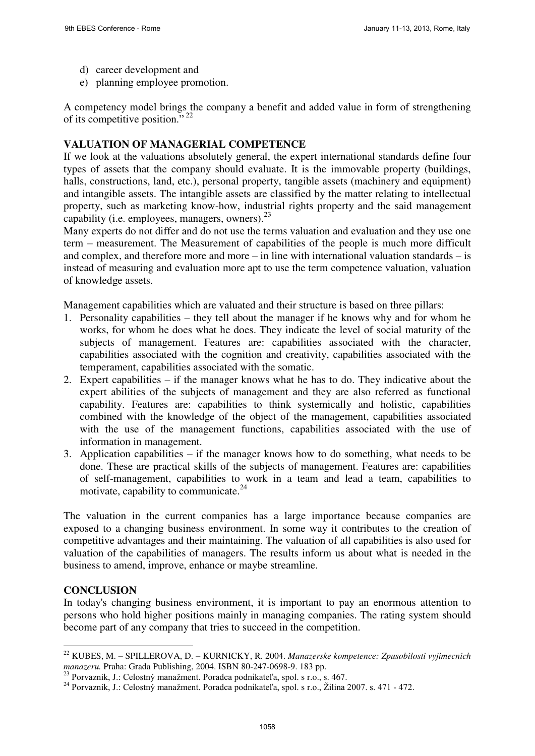d) career development and
e) planning employee promotion.

A competency model brings the company a benefit and added value in form of strengthening of its competitive position."[22]

## VALUATION OF MANAGERIAL COMPETENCE

If we look at the valuations absolutely general, the expert international standards define four types of assets that the company should evaluate. It is the immovable property (buildings, halls, constructions, land, etc.), personal property, tangible assets (machinery and equipment) and intangible assets. The intangible assets are classified by the matter relating to intellectual property, such as marketing know-how, industrial rights property and the said management capability (i.e. employees, managers, owners).[23]

Many experts do not differ and do not use the terms valuation and evaluation and they use one term – measurement. The Measurement of capabilities of the people is much more difficult and complex, and therefore more and more – in line with international valuation standards – is instead of measuring and evaluation more apt to use the term competence valuation, valuation of knowledge assets.

Management capabilities which are valuated and their structure is based on three pillars:

1. Personality capabilities – they tell about the manager if he knows why and for whom he works, for whom he does what he does. They indicate the level of social maturity of the subjects of management. Features are: capabilities associated with the character, capabilities associated with the cognition and creativity, capabilities associated with the temperament, capabilities associated with the somatic.
2. Expert capabilities – if the manager knows what he has to do. They indicative about the expert abilities of the subjects of management and they are also referred as functional capability. Features are: capabilities to think systemically and holistic, capabilities combined with the knowledge of the object of the management, capabilities associated with the use of the management functions, capabilities associated with the use of information in management.
3. Application capabilities – if the manager knows how to do something, what needs to be done. These are practical skills of the subjects of management. Features are: capabilities of self-management, capabilities to work in a team and lead a team, capabilities to motivate, capability to communicate.[24]

The valuation in the current companies has a large importance because companies are exposed to a changing business environment. In some way it contributes to the creation of competitive advantages and their maintaining. The valuation of all capabilities is also used for valuation of the capabilities of managers. The results inform us about what is needed in the business to amend, improve, enhance or maybe streamline.

## CONCLUSION

In today's changing business environment, it is important to pay an enormous attention to persons who hold higher positions mainly in managing companies. The rating system should become part of any company that tries to succeed in the competition.

---

[22] KUBES, M. – SPILLEROVA, D. – KURNICKY, R. 2004. *Manazerske kompetence: Zpusobilosti vyjimecnich manazeru.* Praha: Grada Publishing, 2004. ISBN 80-247-0698-9. 183 pp.

[23] Porvazník, J.: Celostný manažment. Poradca podnikateľa, spol. s r.o., s. 467.

[24] Porvazník, J.: Celostný manažment. Poradca podnikateľa, spol. s r.o., Žilina 2007. s. 471 - 472.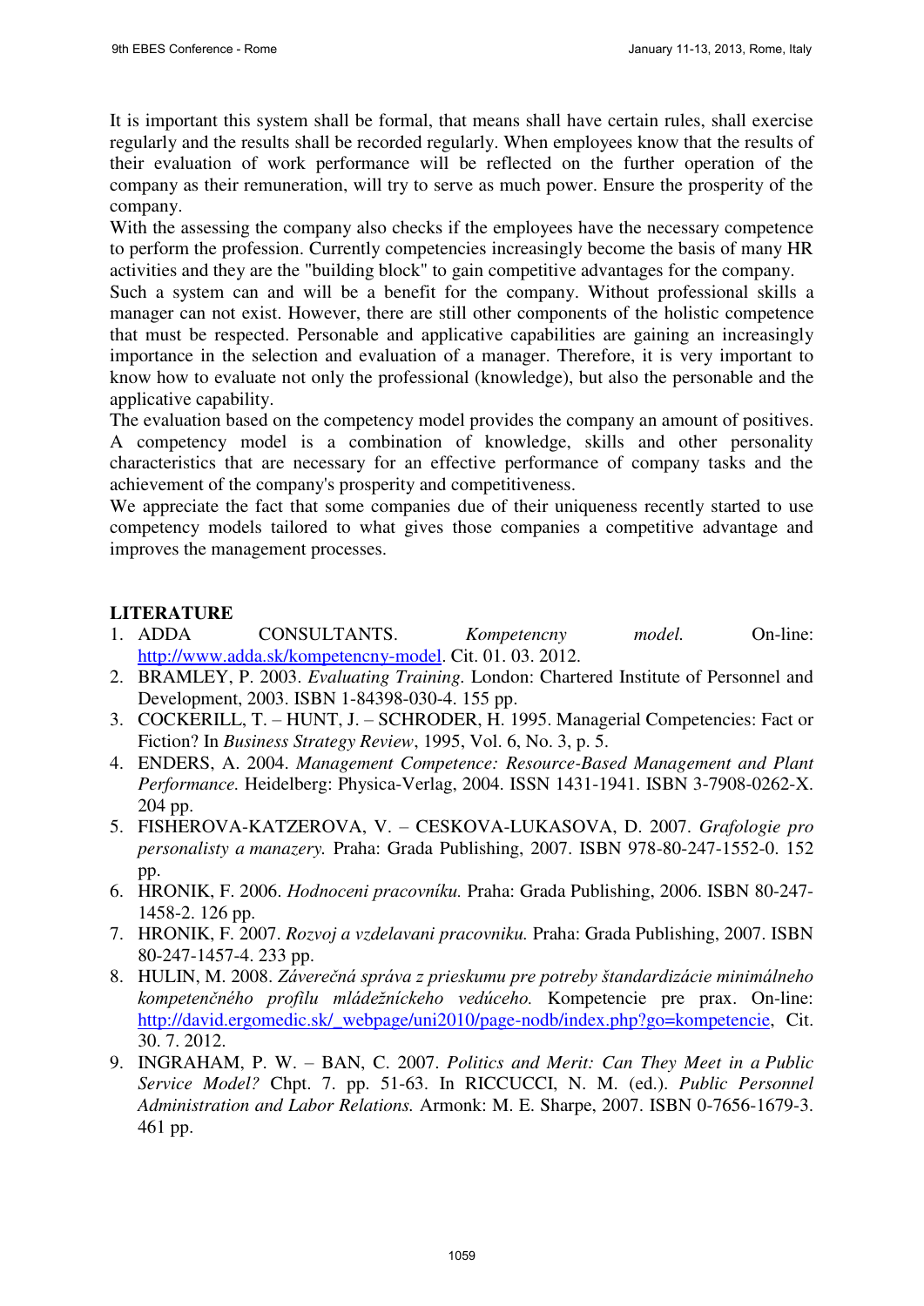It is important this system shall be formal, that means shall have certain rules, shall exercise regularly and the results shall be recorded regularly. When employees know that the results of their evaluation of work performance will be reflected on the further operation of the company as their remuneration, will try to serve as much power. Ensure the prosperity of the company.

With the assessing the company also checks if the employees have the necessary competence to perform the profession. Currently competencies increasingly become the basis of many HR activities and they are the "building block" to gain competitive advantages for the company.

Such a system can and will be a benefit for the company. Without professional skills a manager can not exist. However, there are still other components of the holistic competence that must be respected. Personable and applicative capabilities are gaining an increasingly importance in the selection and evaluation of a manager. Therefore, it is very important to know how to evaluate not only the professional (knowledge), but also the personable and the applicative capability.

The evaluation based on the competency model provides the company an amount of positives. A competency model is a combination of knowledge, skills and other personality characteristics that are necessary for an effective performance of company tasks and the achievement of the company's prosperity and competitiveness.

We appreciate the fact that some companies due of their uniqueness recently started to use competency models tailored to what gives those companies a competitive advantage and improves the management processes.

## LITERATURE

1. ADDA CONSULTANTS. *Kompetencny model.* On-line: http://www.adda.sk/kompetencny-model. Cit. 01. 03. 2012.
2. BRAMLEY, P. 2003. *Evaluating Training.* London: Chartered Institute of Personnel and Development, 2003. ISBN 1-84398-030-4. 155 pp.
3. COCKERILL, T. – HUNT, J. – SCHRODER, H. 1995. Managerial Competencies: Fact or Fiction? In *Business Strategy Review*, 1995, Vol. 6, No. 3, p. 5.
4. ENDERS, A. 2004. *Management Competence: Resource-Based Management and Plant Performance.* Heidelberg: Physica-Verlag, 2004. ISSN 1431-1941. ISBN 3-7908-0262-X. 204 pp.
5. FISHEROVA-KATZEROVA, V. – CESKOVA-LUKASOVA, D. 2007. *Grafologie pro personalisty a manazery.* Praha: Grada Publishing, 2007. ISBN 978-80-247-1552-0. 152 pp.
6. HRONIK, F. 2006. *Hodnoceni pracovníku.* Praha: Grada Publishing, 2006. ISBN 80-247-1458-2. 126 pp.
7. HRONIK, F. 2007. *Rozvoj a vzdelavani pracovniku.* Praha: Grada Publishing, 2007. ISBN 80-247-1457-4. 233 pp.
8. HULIN, M. 2008. *Záverečná správa z prieskumu pre potreby štandardizácie minimálneho kompetenčného profilu mládežníckeho vedúceho.* Kompetencie pre prax. On-line: http://david.ergomedic.sk/_webpage/uni2010/page-nodb/index.php?go=kompetencie, Cit. 30. 7. 2012.
9. INGRAHAM, P. W. – BAN, C. 2007. *Politics and Merit: Can They Meet in a Public Service Model?* Chpt. 7. pp. 51-63. In RICCUCCI, N. M. (ed.). *Public Personnel Administration and Labor Relations.* Armonk: M. E. Sharpe, 2007. ISBN 0-7656-1679-3. 461 pp.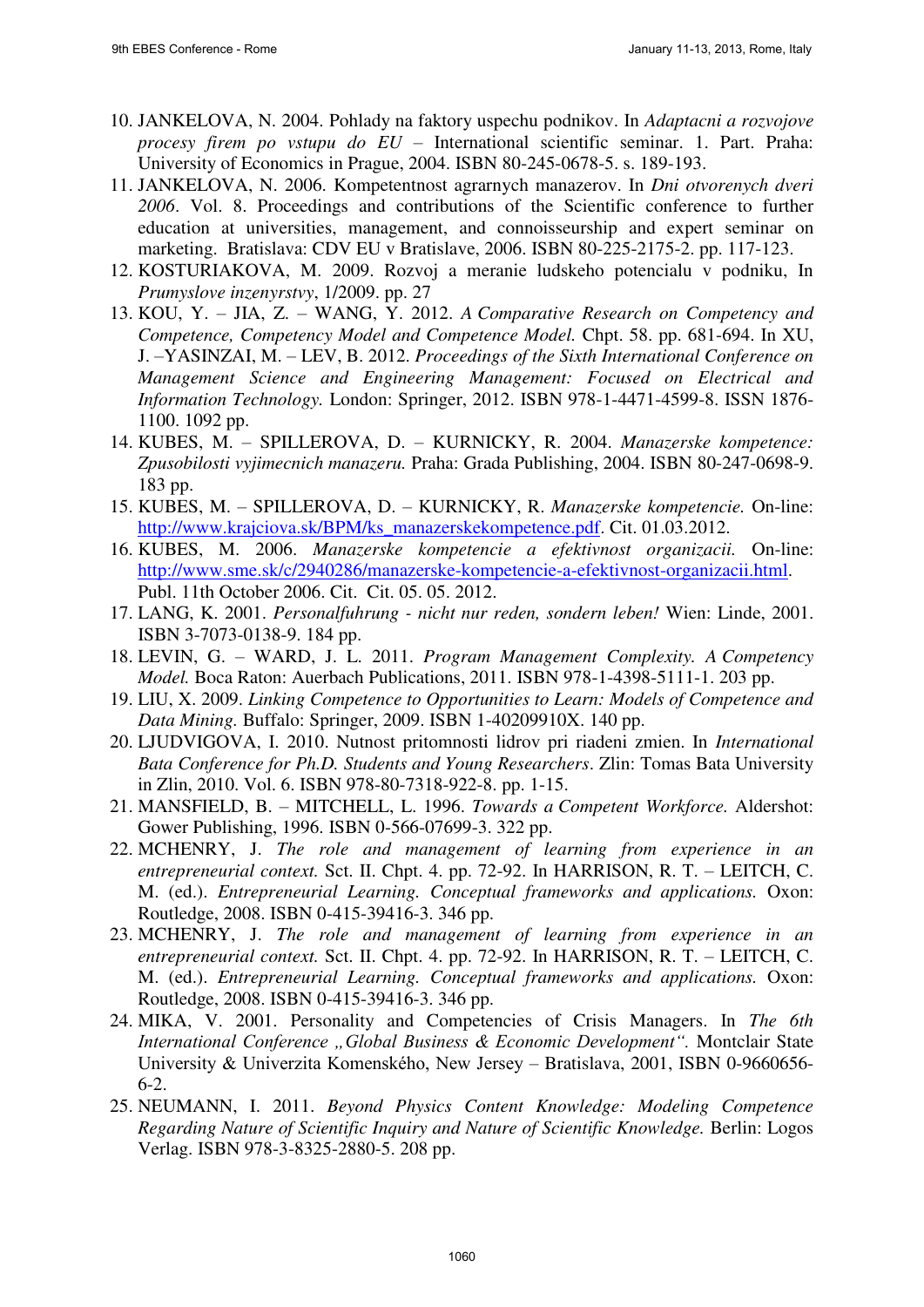10. JANKELOVA, N. 2004. Pohlady na faktory uspechu podnikov. In *Adaptacni a rozvojove procesy firem po vstupu do EU* – International scientific seminar. 1. Part. Praha: University of Economics in Prague, 2004. ISBN 80-245-0678-5. s. 189-193.
11. JANKELOVA, N. 2006. Kompetentnost agrarnych manazerov. In *Dni otvorenych dveri 2006*. Vol. 8. Proceedings and contributions of the Scientific conference to further education at universities, management, and connoisseurship and expert seminar on marketing. Bratislava: CDV EU v Bratislave, 2006. ISBN 80-225-2175-2. pp. 117-123.
12. KOSTURIAKOVA, M. 2009. Rozvoj a meranie ludskeho potencialu v podniku, In *Prumyslove inzenyrstvy*, 1/2009. pp. 27
13. KOU, Y. – JIA, Z. – WANG, Y. 2012. *A Comparative Research on Competency and Competence, Competency Model and Competence Model.* Chpt. 58. pp. 681-694. In XU, J. –YASINZAI, M. – LEV, B. 2012. *Proceedings of the Sixth International Conference on Management Science and Engineering Management: Focused on Electrical and Information Technology.* London: Springer, 2012. ISBN 978-1-4471-4599-8. ISSN 1876-1100. 1092 pp.
14. KUBES, M. – SPILLEROVA, D. – KURNICKY, R. 2004. *Manazerske kompetence: Zpusobilosti vyjimecnich manazeru.* Praha: Grada Publishing, 2004. ISBN 80-247-0698-9. 183 pp.
15. KUBES, M. – SPILLEROVA, D. – KURNICKY, R. *Manazerske kompetencie.* On-line: http://www.krajciova.sk/BPM/ks_manazerskekompetence.pdf. Cit. 01.03.2012.
16. KUBES, M. 2006. *Manazerske kompetencie a efektivnost organizacii.* On-line: http://www.sme.sk/c/2940286/manazerske-kompetencie-a-efektivnost-organizacii.html. Publ. 11th October 2006. Cit. Cit. 05. 05. 2012.
17. LANG, K. 2001. *Personalfuhrung - nicht nur reden, sondern leben!* Wien: Linde, 2001. ISBN 3-7073-0138-9. 184 pp.
18. LEVIN, G. – WARD, J. L. 2011. *Program Management Complexity. A Competency Model.* Boca Raton: Auerbach Publications, 2011. ISBN 978-1-4398-5111-1. 203 pp.
19. LIU, X. 2009. *Linking Competence to Opportunities to Learn: Models of Competence and Data Mining.* Buffalo: Springer, 2009. ISBN 1-40209910X. 140 pp.
20. LJUDVIGOVA, I. 2010. Nutnost pritomnosti lidrov pri riadeni zmien. In *International Bata Conference for Ph.D. Students and Young Researchers*. Zlin: Tomas Bata University in Zlin, 2010. Vol. 6. ISBN 978-80-7318-922-8. pp. 1-15.
21. MANSFIELD, B. – MITCHELL, L. 1996. *Towards a Competent Workforce.* Aldershot: Gower Publishing, 1996. ISBN 0-566-07699-3. 322 pp.
22. MCHENRY, J. *The role and management of learning from experience in an entrepreneurial context.* Sct. II. Chpt. 4. pp. 72-92. In HARRISON, R. T. – LEITCH, C. M. (ed.). *Entrepreneurial Learning. Conceptual frameworks and applications.* Oxon: Routledge, 2008. ISBN 0-415-39416-3. 346 pp.
23. MCHENRY, J. *The role and management of learning from experience in an entrepreneurial context.* Sct. II. Chpt. 4. pp. 72-92. In HARRISON, R. T. – LEITCH, C. M. (ed.). *Entrepreneurial Learning. Conceptual frameworks and applications.* Oxon: Routledge, 2008. ISBN 0-415-39416-3. 346 pp.
24. MIKA, V. 2001. Personality and Competencies of Crisis Managers. In *The 6th International Conference „Global Business & Economic Development".* Montclair State University & Univerzita Komenského, New Jersey – Bratislava, 2001, ISBN 0-9660656-6-2.
25. NEUMANN, I. 2011. *Beyond Physics Content Knowledge: Modeling Competence Regarding Nature of Scientific Inquiry and Nature of Scientific Knowledge.* Berlin: Logos Verlag. ISBN 978-3-8325-2880-5. 208 pp.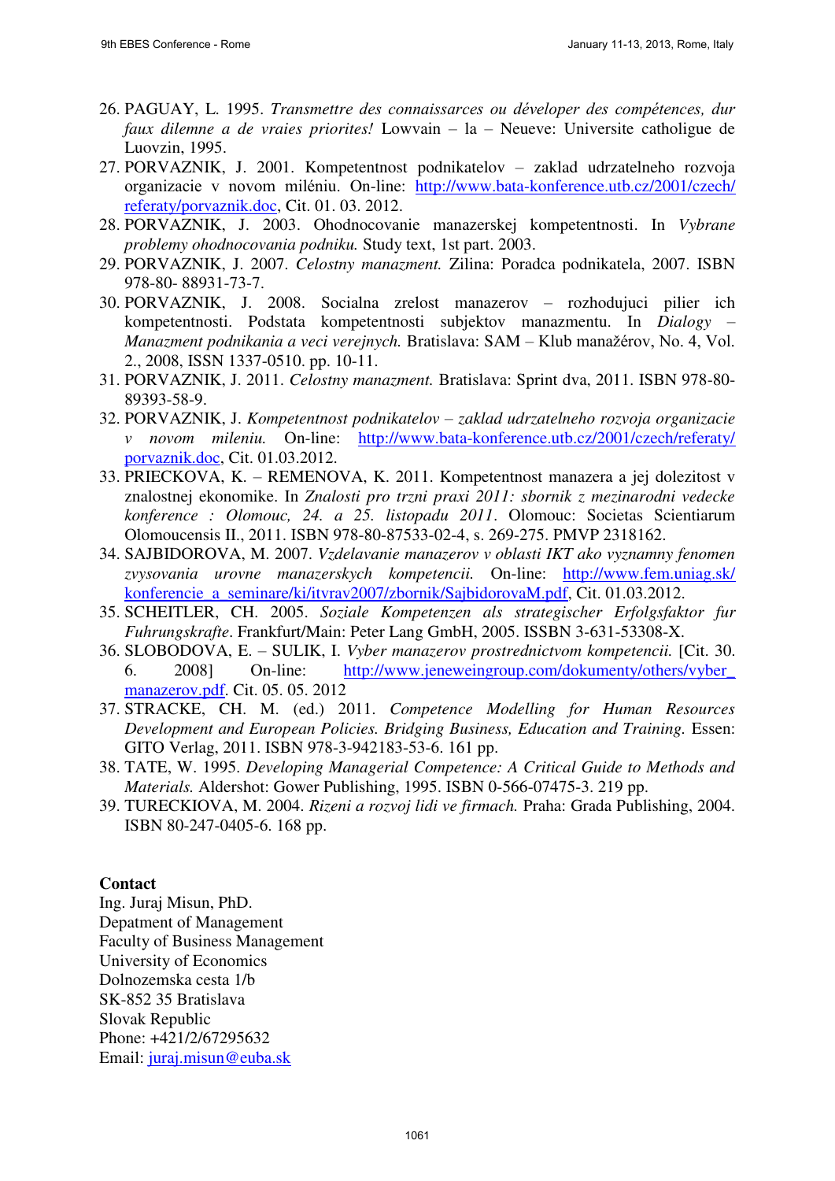26. PAGUAY, L. 1995. *Transmettre des connaissarces ou développer des compétences, dur faux dilemne a de vraies priorites!* Lowvain – la – Neueve: Universite catholigue de Luovzin, 1995.
27. PORVAZNIK, J. 2001. Kompetentnost podnikatelov – zaklad udrzatelneho rozvoja organizacie v novom miléniu. On-line: http://www.bata-konference.utb.cz/2001/czech/referaty/porvaznik.doc, Cit. 01. 03. 2012.
28. PORVAZNIK, J. 2003. Ohodnocovanie manazerskej kompetentnosti. In *Vybrane problemy ohodnocovania podniku.* Study text, 1st part. 2003.
29. PORVAZNIK, J. 2007. *Celostny manazment.* Zilina: Poradca podnikatela, 2007. ISBN 978-80- 88931-73-7.
30. PORVAZNIK, J. 2008. Socialna zrelost manazerov – rozhodujuci pilier ich kompetentnosti. Podstata kompetentnosti subjektov manazmentu. In *Dialogy – Manazment podnikania a veci verejnych.* Bratislava: SAM – Klub manažérov, No. 4, Vol. 2., 2008, ISSN 1337-0510. pp. 10-11.
31. PORVAZNIK, J. 2011. *Celostny manazment.* Bratislava: Sprint dva, 2011. ISBN 978-80-89393-58-9.
32. PORVAZNIK, J. *Kompetentnost podnikatelov – zaklad udrzatelneho rozvoja organizacie v novom mileniu.* On-line: http://www.bata-konference.utb.cz/2001/czech/referaty/porvaznik.doc, Cit. 01.03.2012.
33. PRIECKOVA, K. – REMENOVA, K. 2011. Kompetentnost manazera a jej dolezitost v znalostnej ekonomike. In *Znalosti pro trzni praxi 2011: sbornik z mezinarodni vedecke konference : Olomouc, 24. a 25. listopadu 2011*. Olomouc: Societas Scientiarum Olomoucensis II., 2011. ISBN 978-80-87533-02-4, s. 269-275. PMVP 2318162.
34. SAJBIDOROVA, M. 2007. *Vzdelavanie manazerov v oblasti IKT ako vyznamny fenomen zvysovania urovne manazerskych kompetencii.* On-line: http://www.fem.uniag.sk/konferencie_a_seminare/ki/itvrav2007/zbornik/SajbidorovaM.pdf, Cit. 01.03.2012.
35. SCHEITLER, CH. 2005. *Soziale Kompetenzen als strategischer Erfolgsfaktor fur Fuhrungskrafte*. Frankfurt/Main: Peter Lang GmbH, 2005. ISSBN 3-631-53308-X.
36. SLOBODOVA, E. – SULIK, I. *Vyber manazerov prostrednictvom kompetencii.* [Cit. 30. 6. 2008] On-line: http://www.jeneweingroup.com/dokumenty/others/vyber_manazerov.pdf. Cit. 05. 05. 2012
37. STRACKE, CH. M. (ed.) 2011. *Competence Modelling for Human Resources Development and European Policies. Bridging Business, Education and Training.* Essen: GITO Verlag, 2011. ISBN 978-3-942183-53-6. 161 pp.
38. TATE, W. 1995. *Developing Managerial Competence: A Critical Guide to Methods and Materials.* Aldershot: Gower Publishing, 1995. ISBN 0-566-07475-3. 219 pp.
39. TURECKIOVA, M. 2004. *Rizeni a rozvoj lidi ve firmach.* Praha: Grada Publishing, 2004. ISBN 80-247-0405-6. 168 pp.

**Contact**

Ing. Juraj Misun, PhD.
Depatment of Management
Faculty of Business Management
University of Economics
Dolnozemska cesta 1/b
SK-852 35 Bratislava
Slovak Republic
Phone: +421/2/67295632
Email: juraj.misun@euba.sk